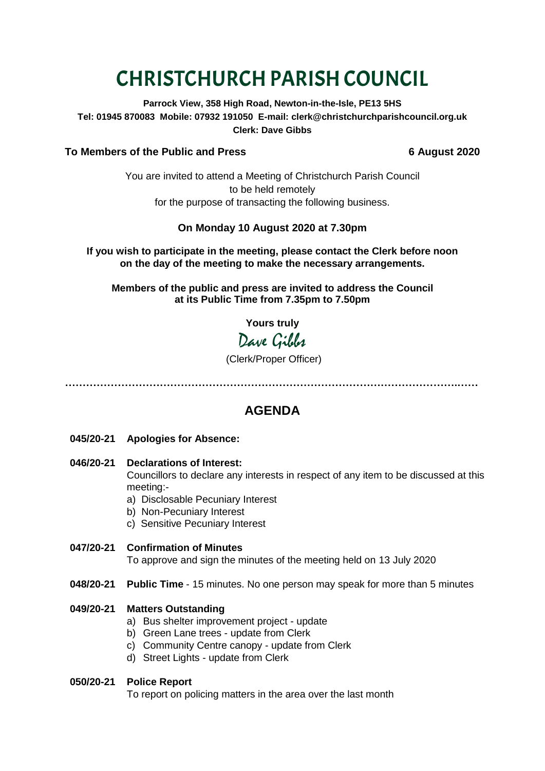# CHRISTCHURCH PARISH COUNCIL

**Parrock View, 358 High Road, Newton-in-the-Isle, PE13 5HS**
**Tel: 01945 870083 Mobile: 07932 191050 E-mail: clerk@christchurchparishcouncil.org.uk**
**Clerk: Dave Gibbs**

**To Members of the Public and Press** **6 August 2020**

You are invited to attend a Meeting of Christchurch Parish Council
to be held remotely
for the purpose of transacting the following business.

**On Monday 10 August 2020 at 7.30pm**

**If you wish to participate in the meeting, please contact the Clerk before noon on the day of the meeting to make the necessary arrangements.**

**Members of the public and press are invited to address the Council at its Public Time from 7.35pm to 7.50pm**

**Yours truly**

*Dave Gibbs*

(Clerk/Proper Officer)

---

## AGENDA

**045/20-21 Apologies for Absence:**

**046/20-21 Declarations of Interest:**
Councillors to declare any interests in respect of any item to be discussed at this meeting:-

a) Disclosable Pecuniary Interest
b) Non-Pecuniary Interest
c) Sensitive Pecuniary Interest

**047/20-21 Confirmation of Minutes**
To approve and sign the minutes of the meeting held on 13 July 2020

**048/20-21 Public Time** - 15 minutes. No one person may speak for more than 5 minutes

**049/20-21 Matters Outstanding**

a) Bus shelter improvement project - update
b) Green Lane trees - update from Clerk
c) Community Centre canopy - update from Clerk
d) Street Lights - update from Clerk

**050/20-21 Police Report**
To report on policing matters in the area over the last month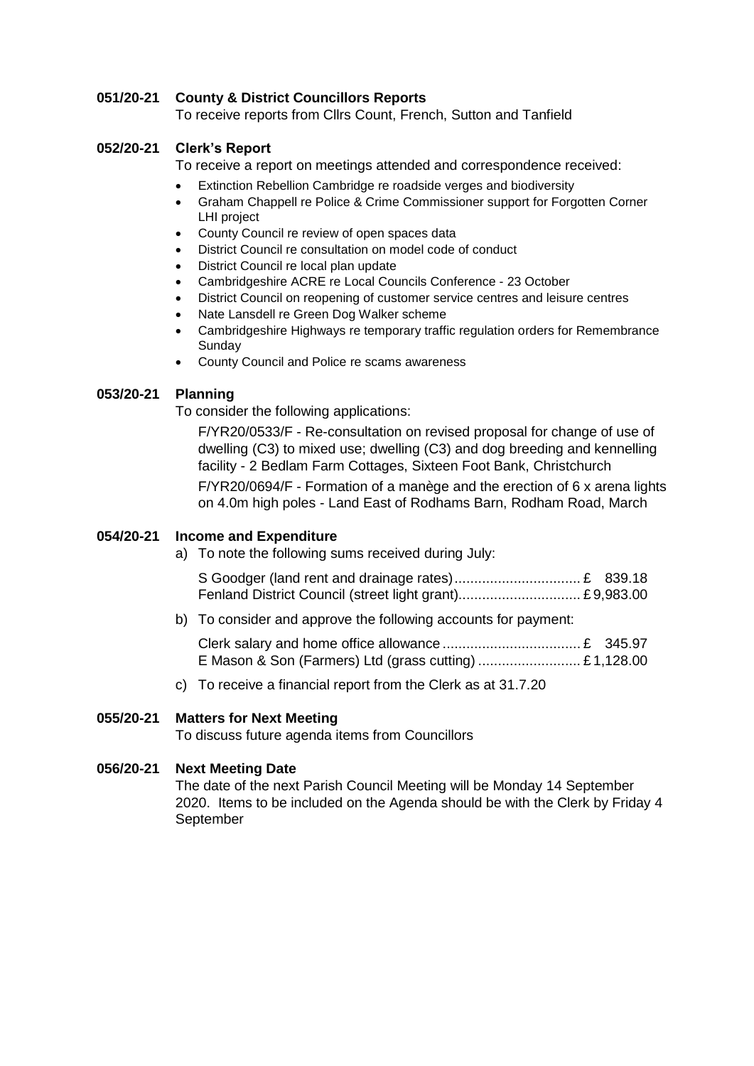**051/20-21 County & District Councillors Reports**

To receive reports from Cllrs Count, French, Sutton and Tanfield

**052/20-21 Clerk's Report**

To receive a report on meetings attended and correspondence received:

- Extinction Rebellion Cambridge re roadside verges and biodiversity
- Graham Chappell re Police & Crime Commissioner support for Forgotten Corner LHI project
- County Council re review of open spaces data
- District Council re consultation on model code of conduct
- District Council re local plan update
- Cambridgeshire ACRE re Local Councils Conference - 23 October
- District Council on reopening of customer service centres and leisure centres
- Nate Lansdell re Green Dog Walker scheme
- Cambridgeshire Highways re temporary traffic regulation orders for Remembrance Sunday
- County Council and Police re scams awareness

**053/20-21 Planning**

To consider the following applications:

F/YR20/0533/F - Re-consultation on revised proposal for change of use of dwelling (C3) to mixed use; dwelling (C3) and dog breeding and kennelling facility - 2 Bedlam Farm Cottages, Sixteen Foot Bank, Christchurch

F/YR20/0694/F - Formation of a manège and the erection of 6 x arena lights on 4.0m high poles - Land East of Rodhams Barn, Rodham Road, March

**054/20-21 Income and Expenditure**

a) To note the following sums received during July:

S Goodger (land rent and drainage rates)................................ £ 839.18
Fenland District Council (street light grant)............................... £ 9,983.00

b) To consider and approve the following accounts for payment:

Clerk salary and home office allowance................................... £ 345.97
E Mason & Son (Farmers) Ltd (grass cutting)............................ £ 1,128.00

c) To receive a financial report from the Clerk as at 31.7.20

**055/20-21 Matters for Next Meeting**

To discuss future agenda items from Councillors

**056/20-21 Next Meeting Date**

The date of the next Parish Council Meeting will be Monday 14 September 2020. Items to be included on the Agenda should be with the Clerk by Friday 4 September